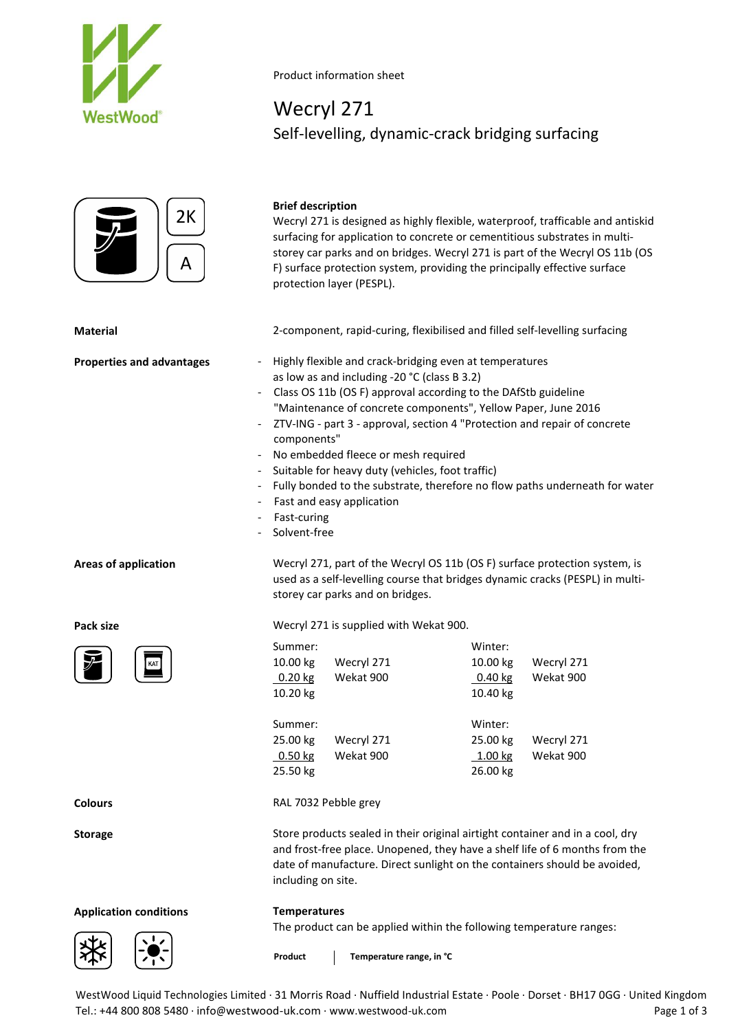Product information sheet

# Wecryl 271

## Self-levelling, dynamic-crack bridging surfacing

2K

A

**Brief description**

Wecryl 271 is designed as highly flexible, waterproof, trafficable and antiskid surfacing for application to concrete or cementitious substrates in multi-storey car parks and on bridges. Wecryl 271 is part of the Wecryl OS 11b (OS F) surface protection system, providing the principally effective surface protection layer (PESPL).

**Material**

2-component, rapid-curing, flexibilised and filled self-levelling surfacing

**Properties and advantages**

- Highly flexible and crack-bridging even at temperatures as low as and including -20 °C (class B 3.2)
- Class OS 11b (OS F) approval according to the DAfStb guideline "Maintenance of concrete components", Yellow Paper, June 2016
- ZTV-ING - part 3 - approval, section 4 "Protection and repair of concrete components"
- No embedded fleece or mesh required
- Suitable for heavy duty (vehicles, foot traffic)
- Fully bonded to the substrate, therefore no flow paths underneath for water
- Fast and easy application
- Fast-curing
- Solvent-free

**Areas of application**

Wecryl 271, part of the Wecryl OS 11b (OS F) surface protection system, is used as a self-levelling course that bridges dynamic cracks (PESPL) in multi-storey car parks and on bridges.

**Pack size**

Wecryl 271 is supplied with Wekat 900.

| Summer: | | Winter: | |
|---|---|---|---|
| 10.00 kg | Wecryl 271 | 10.00 kg | Wecryl 271 |
| 0.20 kg | Wekat 900 | 0.40 kg | Wekat 900 |
| 10.20 kg | | 10.40 kg | |

| Summer: | | Winter: | |
|---|---|---|---|
| 25.00 kg | Wecryl 271 | 25.00 kg | Wecryl 271 |
| 0.50 kg | Wekat 900 | 1.00 kg | Wekat 900 |
| 25.50 kg | | 26.00 kg | |

**Colours**

RAL 7032 Pebble grey

**Storage**

Store products sealed in their original airtight container and in a cool, dry and frost-free place. Unopened, they have a shelf life of 6 months from the date of manufacture. Direct sunlight on the containers should be avoided, including on site.

**Application conditions**

**Temperatures**

The product can be applied within the following temperature ranges:

| Product | Temperature range, in °C |
|---|---|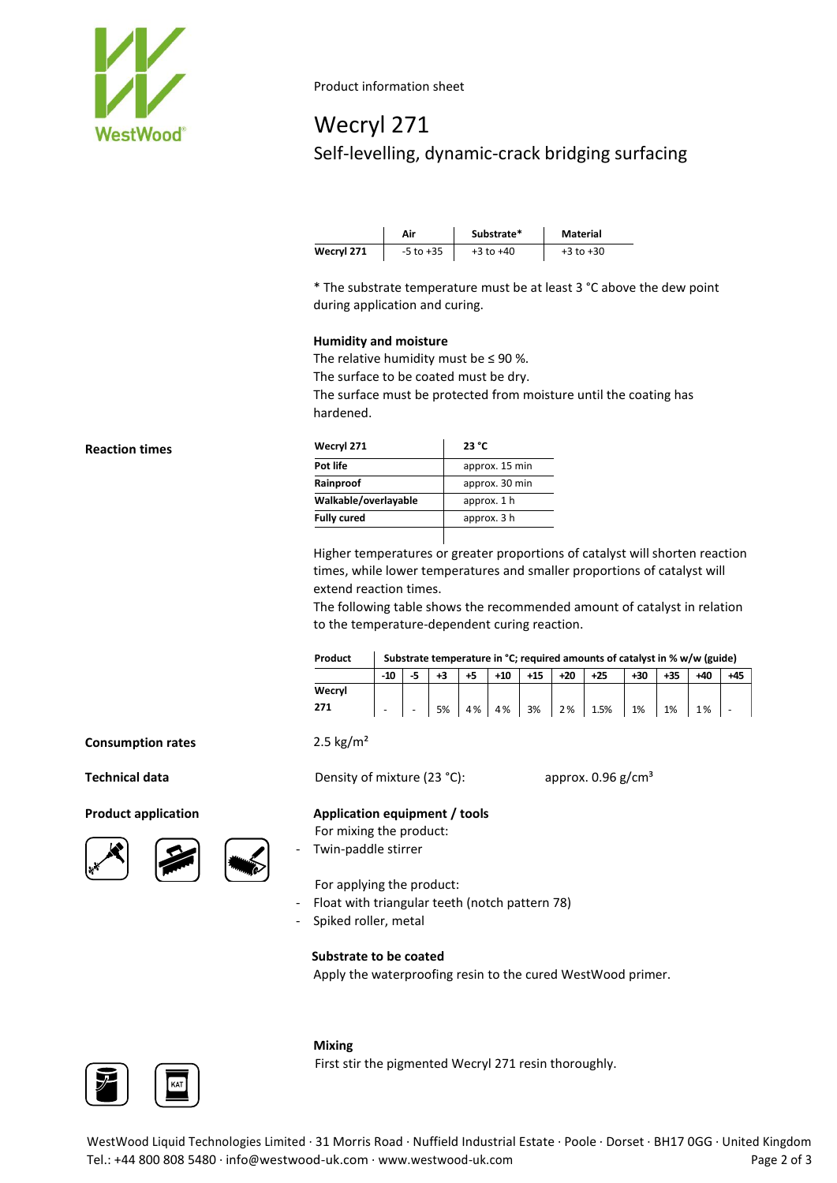Product information sheet

# Wecryl 271

## Self-levelling, dynamic-crack bridging surfacing

| | Air | Substrate* | Material |
|---|---|---|---|
| **Wecryl 271** | -5 to +35 | +3 to +40 | +3 to +30 |

* The substrate temperature must be at least 3 °C above the dew point during application and curing.

### Humidity and moisture

The relative humidity must be ≤ 90 %.
The surface to be coated must be dry.
The surface must be protected from moisture until the coating has hardened.

### Reaction times

| Wecryl 271 | 23 °C |
|---|---|
| **Pot life** | approx. 15 min |
| **Rainproof** | approx. 30 min |
| **Walkable/overlayable** | approx. 1 h |
| **Fully cured** | approx. 3 h |

Higher temperatures or greater proportions of catalyst will shorten reaction times, while lower temperatures and smaller proportions of catalyst will extend reaction times.
The following table shows the recommended amount of catalyst in relation to the temperature-dependent curing reaction.

| Product | Substrate temperature in °C; required amounts of catalyst in % w/w (guide) | | | | | | | | | | | |
|---|---|---|---|---|---|---|---|---|---|---|---|---|
| | -10 | -5 | +3 | +5 | +10 | +15 | +20 | +25 | +30 | +35 | +40 | +45 |
| **Wecryl 271** | - | - | 5% | 4% | 4% | 3% | 2% | 1.5% | 1% | 1% | 1% | - |

### Consumption rates

2.5 kg/m²

### Technical data

Density of mixture (23 °C): approx. 0.96 g/cm³

### Product application

**Application equipment / tools**

For mixing the product:
- Twin-paddle stirrer

For applying the product:
- Float with triangular teeth (notch pattern 78)
- Spiked roller, metal

**Substrate to be coated**

Apply the waterproofing resin to the cured WestWood primer.

**Mixing**

First stir the pigmented Wecryl 271 resin thoroughly.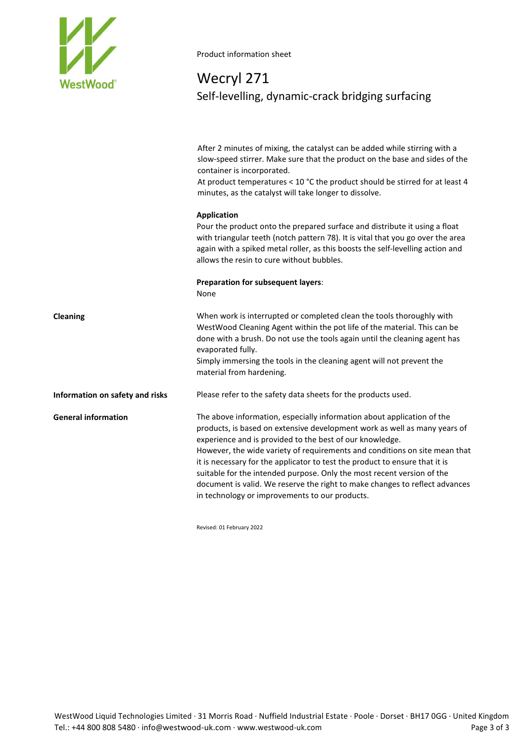Product information sheet

# Wecryl 271

## Self-levelling, dynamic-crack bridging surfacing

After 2 minutes of mixing, the catalyst can be added while stirring with a slow-speed stirrer. Make sure that the product on the base and sides of the container is incorporated.
At product temperatures < 10 °C the product should be stirred for at least 4 minutes, as the catalyst will take longer to dissolve.

**Application**
Pour the product onto the prepared surface and distribute it using a float with triangular teeth (notch pattern 78). It is vital that you go over the area again with a spiked metal roller, as this boosts the self-levelling action and allows the resin to cure without bubbles.

**Preparation for subsequent layers**:
None

**Cleaning**

When work is interrupted or completed clean the tools thoroughly with WestWood Cleaning Agent within the pot life of the material. This can be done with a brush. Do not use the tools again until the cleaning agent has evaporated fully.
Simply immersing the tools in the cleaning agent will not prevent the material from hardening.

**Information on safety and risks**

Please refer to the safety data sheets for the products used.

**General information**

The above information, especially information about application of the products, is based on extensive development work as well as many years of experience and is provided to the best of our knowledge.
However, the wide variety of requirements and conditions on site mean that it is necessary for the applicator to test the product to ensure that it is suitable for the intended purpose. Only the most recent version of the document is valid. We reserve the right to make changes to reflect advances in technology or improvements to our products.

Revised: 01 February 2022

WestWood Liquid Technologies Limited · 31 Morris Road · Nuffield Industrial Estate · Poole · Dorset · BH17 0GG · United Kingdom
Tel.: +44 800 808 5480 · info@westwood-uk.com · www.westwood-uk.com